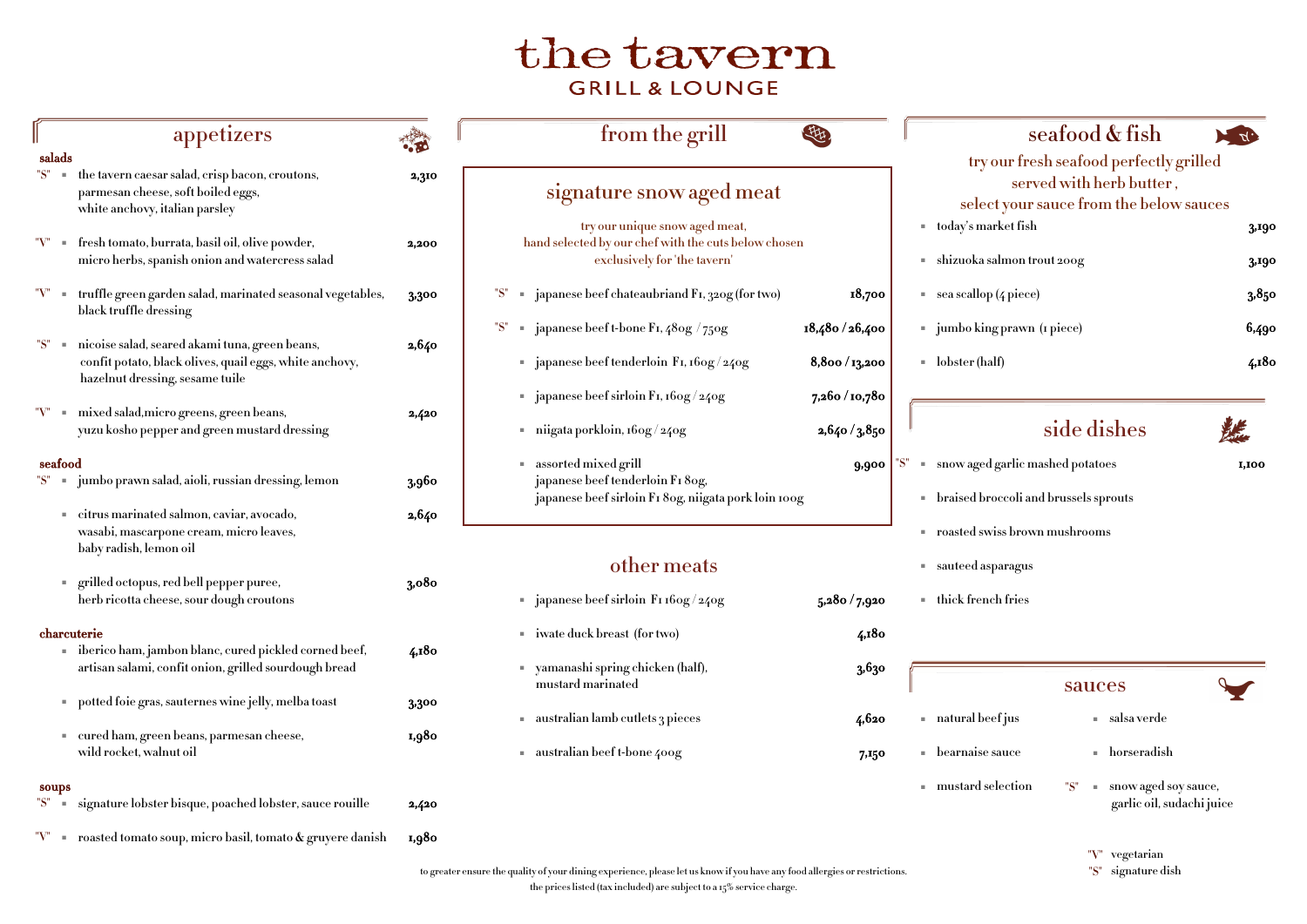# the tavern

## GRILL & LOUNGE

## appetizers

### salads

- "S" the tavern caesar salad, crisp bacon, croutons, parmesan cheese, soft boiled eggs, white anchovy, italian parsley — 2,310
- "V" fresh tomato, burrata, basil oil, olive powder, micro herbs, spanish onion and watercress salad — 2,200
- "V" truffle green garden salad, marinated seasonal vegetables, black truffle dressing — 3,300
- "S" nicoise salad, seared akami tuna, green beans, confit potato, black olives, quail eggs, white anchovy, hazelnut dressing, sesame tuile — 2,640
- "V" mixed salad,micro greens, green beans, yuzu kosho pepper and green mustard dressing — 2,420

### seafood

- "S" jumbo prawn salad, aioli, russian dressing, lemon — 3,960
- citrus marinated salmon, caviar, avocado, wasabi, mascarpone cream, micro leaves, baby radish, lemon oil — 2,640
- grilled octopus, red bell pepper puree, herb ricotta cheese, sour dough croutons — 3,080

### charcuterie

- iberico ham, jambon blanc, cured pickled corned beef, artisan salami, confit onion, grilled sourdough bread — 4,180
- potted foie gras, sauternes wine jelly, melba toast — 3,300
- cured ham, green beans, parmesan cheese, wild rocket, walnut oil — 1,980

### soups

- "S" signature lobster bisque, poached lobster, sauce rouille — 2,420
- "V" roasted tomato soup, micro basil, tomato & gruyere danish — 1,980

## from the grill

### signature snow aged meat

try our unique snow aged meat, hand selected by our chef with the cuts below chosen exclusively for 'the tavern'

- "S" japanese beef chateaubriand F1, 320g (for two) — 18,700
- "S" japanese beef t-bone F1, 480g / 750g — 18,480 / 26,400
- japanese beef tenderloin F1, 160g / 240g — 8,800 / 13,200
- japanese beef sirloin F1, 160g / 240g — 7,260 / 10,780
- niigata porkloin, 160g / 240g — 2,640 / 3,850
- assorted mixed grill — 9,900
  japanese beef tenderloin F1 80g,
  japanese beef sirloin F1 80g, niigata pork loin 100g

### other meats

- japanese beef sirloin F1 160g / 240g — 5,280 / 7,920
- iwate duck breast (for two) — 4,180
- yamanashi spring chicken (half), mustard marinated — 3,630
- australian lamb cutlets 3 pieces — 4,620
- australian beef t-bone 400g — 7,150

## seafood & fish

try our fresh seafood perfectly grilled served with herb butter, select your sauce from the below sauces

- today's market fish — 3,190
- shizuoka salmon trout 200g — 3,190
- sea scallop (4 piece) — 3,850
- jumbo king prawn (1 piece) — 6,490
- lobster (half) — 4,180

## side dishes

- "S" snow aged garlic mashed potatoes — 1,100
- braised broccoli and brussels sprouts
- roasted swiss brown mushrooms
- sauteed asparagus
- thick french fries

## sauces

- natural beef jus
- bearnaise sauce
- mustard selection
- salsa verde
- horseradish
- "S" snow aged soy sauce, garlic oil, sudachi juice

"V" vegetarian
"S" signature dish

to greater ensure the quality of your dining experience, please let us know if you have any food allergies or restrictions.
the prices listed (tax included) are subject to a 15% service charge.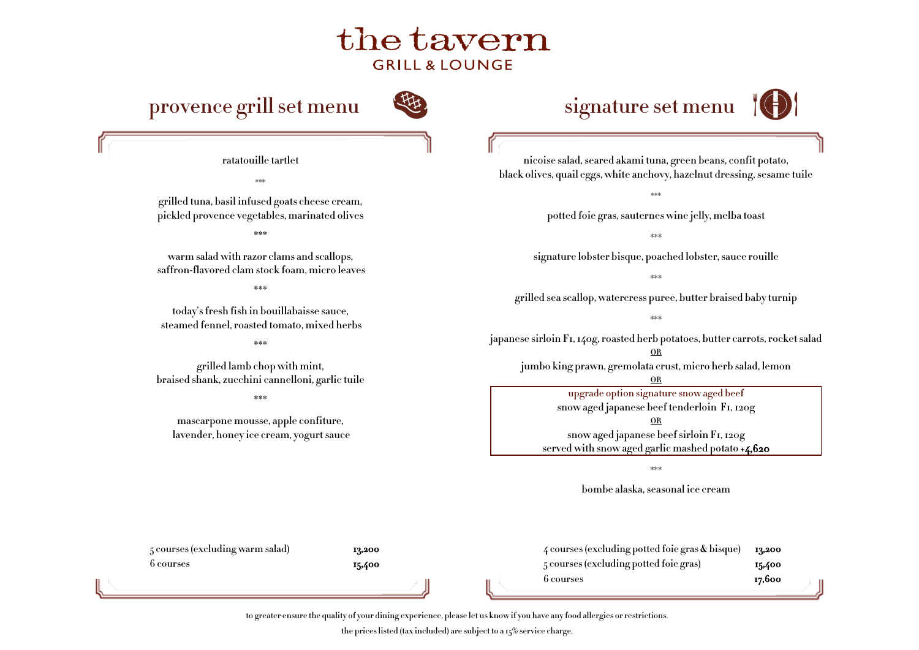# the tavern

GRILL & LOUNGE

## provence grill set menu

ratatouille tartlet

\*\*\*

grilled tuna, basil infused goats cheese cream,
pickled provence vegetables, marinated olives

\*\*\*

warm salad with razor clams and scallops,
saffron-flavored clam stock foam, micro leaves

\*\*\*

today's fresh fish in bouillabaisse sauce,
steamed fennel, roasted tomato, mixed herbs

\*\*\*

grilled lamb chop with mint,
braised shank, zucchini cannelloni, garlic tuile

\*\*\*

mascarpone mousse, apple confiture,
lavender, honey ice cream, yogurt sauce

| | |
|---|---|
| 5 courses (excluding warm salad) | **13,200** |
| 6 courses | **15,400** |

## signature set menu

nicoise salad, seared akami tuna, green beans, confit potato,
black olives, quail eggs, white anchovy, hazelnut dressing, sesame tuile

\*\*\*

potted foie gras, sauternes wine jelly, melba toast

\*\*\*

signature lobster bisque, poached lobster, sauce rouille

\*\*\*

grilled sea scallop, watercress puree, butter braised baby turnip

\*\*\*

japanese sirloin F1, 140g, roasted herb potatoes, butter carrots, rocket salad

OR

jumbo king prawn, gremolata crust, micro herb salad, lemon

OR

upgrade option signature snow aged beef
snow aged japanese beef tenderloin F1, 120g
OR
snow aged japanese beef sirloin F1, 120g
served with snow aged garlic mashed potato **+4,620**

\*\*\*

bombe alaska, seasonal ice cream

| | |
|---|---|
| 4 courses (excluding potted foie gras & bisque) | **13,200** |
| 5 courses (excluding potted foie gras) | **15,400** |
| 6 courses | **17,600** |

to greater ensure the quality of your dining experience, please let us know if you have any food allergies or restrictions.

the prices listed (tax included) are subject to a 15% service charge.